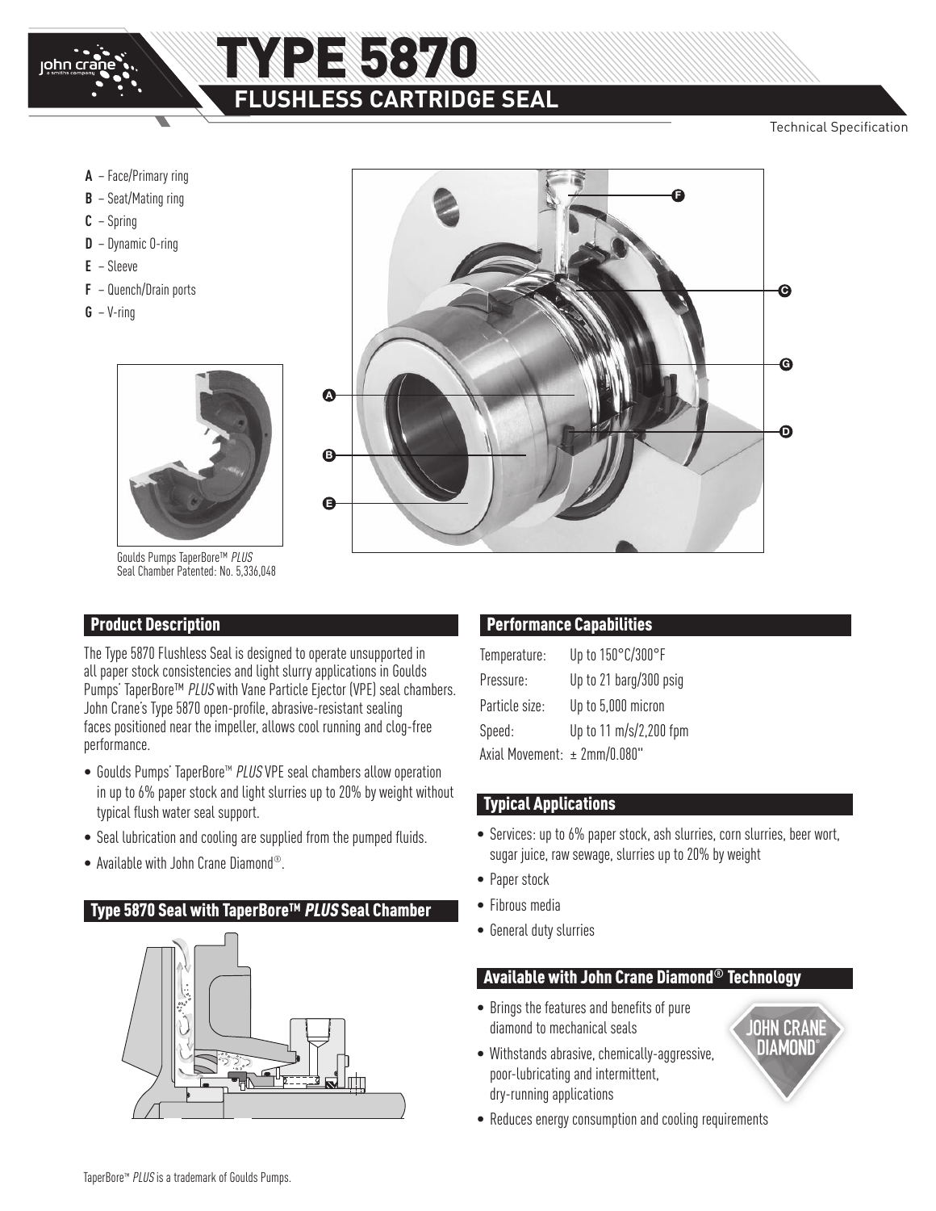# TYPE 5870

## FLUSHLESS CARTRIDGE SEAL

Technical Specification

- **A** – Face/Primary ring
- **B** – Seat/Mating ring
- **C** – Spring
- **D** – Dynamic O-ring
- **E** – Sleeve
- **F** – Quench/Drain ports
- **G** – V-ring

Goulds Pumps TaperBore™ *PLUS* Seal Chamber Patented: No. 5,336,048

## Product Description

The Type 5870 Flushless Seal is designed to operate unsupported in all paper stock consistencies and light slurry applications in Goulds Pumps' TaperBore™ *PLUS* with Vane Particle Ejector (VPE) seal chambers. John Crane's Type 5870 open-profile, abrasive-resistant sealing faces positioned near the impeller, allows cool running and clog-free performance.

- Goulds Pumps' TaperBore™ *PLUS* VPE seal chambers allow operation in up to 6% paper stock and light slurries up to 20% by weight without typical flush water seal support.
- Seal lubrication and cooling are supplied from the pumped fluids.
- Available with John Crane Diamond®.

## Type 5870 Seal with TaperBore™ *PLUS* Seal Chamber

## Performance Capabilities

| | |
|---|---|
| Temperature: | Up to 150°C/300°F |
| Pressure: | Up to 21 barg/300 psig |
| Particle size: | Up to 5,000 micron |
| Speed: | Up to 11 m/s/2,200 fpm |
| Axial Movement: | ± 2mm/0.080" |

## Typical Applications

- Services: up to 6% paper stock, ash slurries, corn slurries, beer wort, sugar juice, raw sewage, slurries up to 20% by weight
- Paper stock
- Fibrous media
- General duty slurries

## Available with John Crane Diamond® Technology

- Brings the features and benefits of pure diamond to mechanical seals
- Withstands abrasive, chemically-aggressive, poor-lubricating and intermittent, dry-running applications
- Reduces energy consumption and cooling requirements

TaperBore™ *PLUS* is a trademark of Goulds Pumps.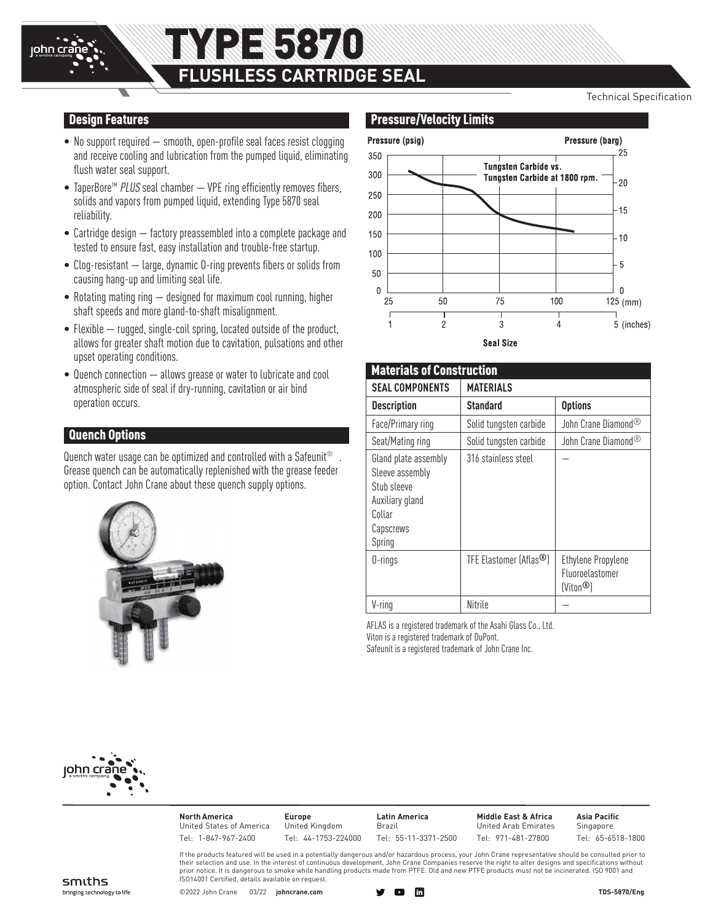# TYPE 5870

## FLUSHLESS CARTRIDGE SEAL

Technical Specification

### Design Features

- No support required — smooth, open-profile seal faces resist clogging and receive cooling and lubrication from the pumped liquid, eliminating flush water seal support.
- TaperBore™ *PLUS* seal chamber — VPE ring efficiently removes fibers, solids and vapors from pumped liquid, extending Type 5870 seal reliability.
- Cartridge design — factory preassembled into a complete package and tested to ensure fast, easy installation and trouble-free startup.
- Clog-resistant — large, dynamic O-ring prevents fibers or solids from causing hang-up and limiting seal life.
- Rotating mating ring — designed for maximum cool running, higher shaft speeds and more gland-to-shaft misalignment.
- Flexible — rugged, single-coil spring, located outside of the product, allows for greater shaft motion due to cavitation, pulsations and other upset operating conditions.
- Quench connection — allows grease or water to lubricate and cool atmospheric side of seal if dry-running, cavitation or air bind operation occurs.

### Quench Options

Quench water usage can be optimized and controlled with a Safeunit®. Grease quench can be automatically replenished with the grease feeder option. Contact John Crane about these quench supply options.

### Pressure/Velocity Limits

Pressure (psig)
Pressure (barg)
Tungsten Carbide vs. Tungsten Carbide at 1800 rpm.
350
300
250
200
150
100
50
0
25
20
15
10
5
0
25 50 75 100 125 (mm)
1 2 3 4 5 (inches)
Seal Size

### Materials of Construction

| SEAL COMPONENTS | MATERIALS | |
|---|---|---|
| **Description** | **Standard** | **Options** |
| Face/Primary ring | Solid tungsten carbide | John Crane Diamond® |
| Seat/Mating ring | Solid tungsten carbide | John Crane Diamond® |
| Gland plate assembly<br>Sleeve assembly<br>Stub sleeve<br>Auxiliary gland<br>Collar<br>Capscrews<br>Spring | 316 stainless steel | — |
| O-rings | TFE Elastomer (Aflas®) | Ethylene Propylene<br>Fluoroelastomer<br>(Viton®) |
| V-ring | Nitrile | — |

AFLAS is a registered trademark of the Asahi Glass Co., Ltd.
Viton is a registered trademark of DuPont.
Safeunit is a registered trademark of John Crane Inc.

| North America | Europe | Latin America | Middle East & Africa | Asia Pacific |
|---|---|---|---|---|
| United States of America | United Kingdom | Brazil | United Arab Emirates | Singapore |
| Tel: 1-847-967-2400 | Tel: 44-1753-224000 | Tel: 55-11-3371-2500 | Tel: 971-481-27800 | Tel: 65-6518-1800 |

If the products featured will be used in a potentially dangerous and/or hazardous process, your John Crane representative should be consulted prior to their selection and use. In the interest of continuous development, John Crane Companies reserve the right to alter designs and specifications without prior notice. It is dangerous to smoke while handling products made from PTFE. Old and new PTFE products must not be incinerated. ISO 9001 and ISO14001 Certified, details available on request.

©2022 John Crane 03/22 **johncrane.com** **TDS-5870/Eng**